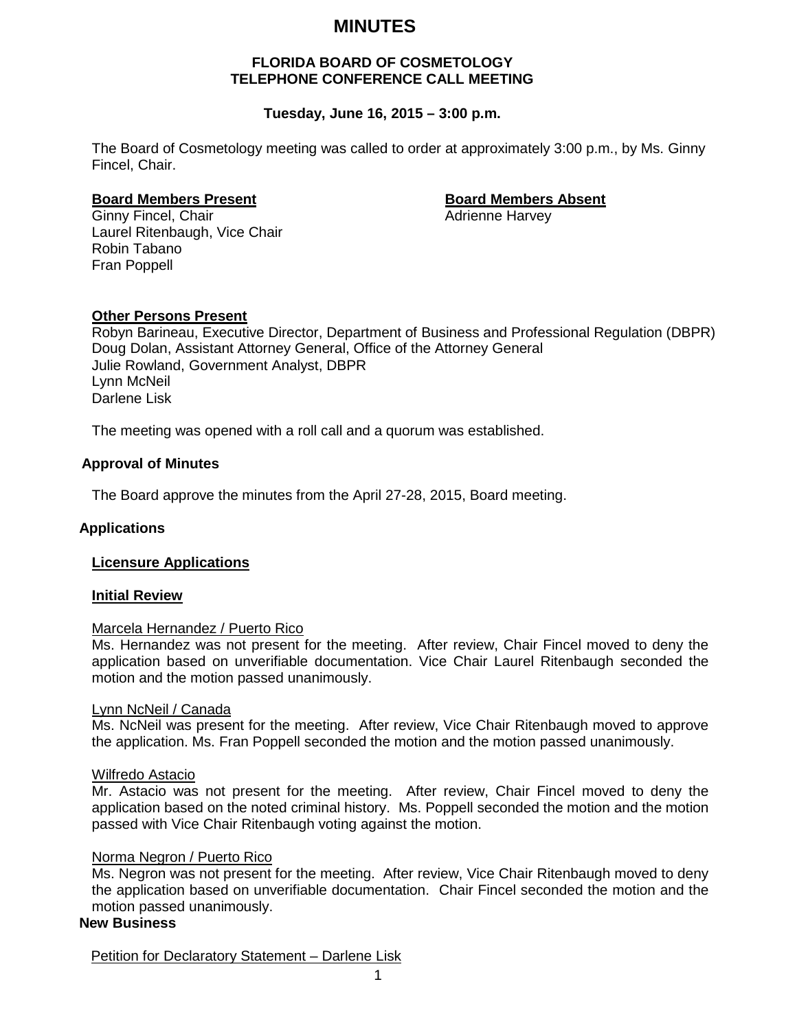# MINUTES

**FLORIDA BOARD OF COSMETOLOGY**
**TELEPHONE CONFERENCE CALL MEETING**

**Tuesday, June 16, 2015 – 3:00 p.m.**

The Board of Cosmetology meeting was called to order at approximately 3:00 p.m., by Ms. Ginny Fincel, Chair.

**Board Members Present**
Ginny Fincel, Chair
Laurel Ritenbaugh, Vice Chair
Robin Tabano
Fran Poppell

**Board Members Absent**
Adrienne Harvey

**Other Persons Present**
Robyn Barineau, Executive Director, Department of Business and Professional Regulation (DBPR)
Doug Dolan, Assistant Attorney General, Office of the Attorney General
Julie Rowland, Government Analyst, DBPR
Lynn McNeil
Darlene Lisk

The meeting was opened with a roll call and a quorum was established.

## Approval of Minutes

The Board approve the minutes from the April 27-28, 2015, Board meeting.

## Applications

### Licensure Applications

### Initial Review

Marcela Hernandez / Puerto Rico
Ms. Hernandez was not present for the meeting. After review, Chair Fincel moved to deny the application based on unverifiable documentation. Vice Chair Laurel Ritenbaugh seconded the motion and the motion passed unanimously.

Lynn NcNeil / Canada
Ms. NcNeil was present for the meeting. After review, Vice Chair Ritenbaugh moved to approve the application. Ms. Fran Poppell seconded the motion and the motion passed unanimously.

Wilfredo Astacio
Mr. Astacio was not present for the meeting. After review, Chair Fincel moved to deny the application based on the noted criminal history. Ms. Poppell seconded the motion and the motion passed with Vice Chair Ritenbaugh voting against the motion.

Norma Negron / Puerto Rico
Ms. Negron was not present for the meeting. After review, Vice Chair Ritenbaugh moved to deny the application based on unverifiable documentation. Chair Fincel seconded the motion and the motion passed unanimously.

## New Business

Petition for Declaratory Statement – Darlene Lisk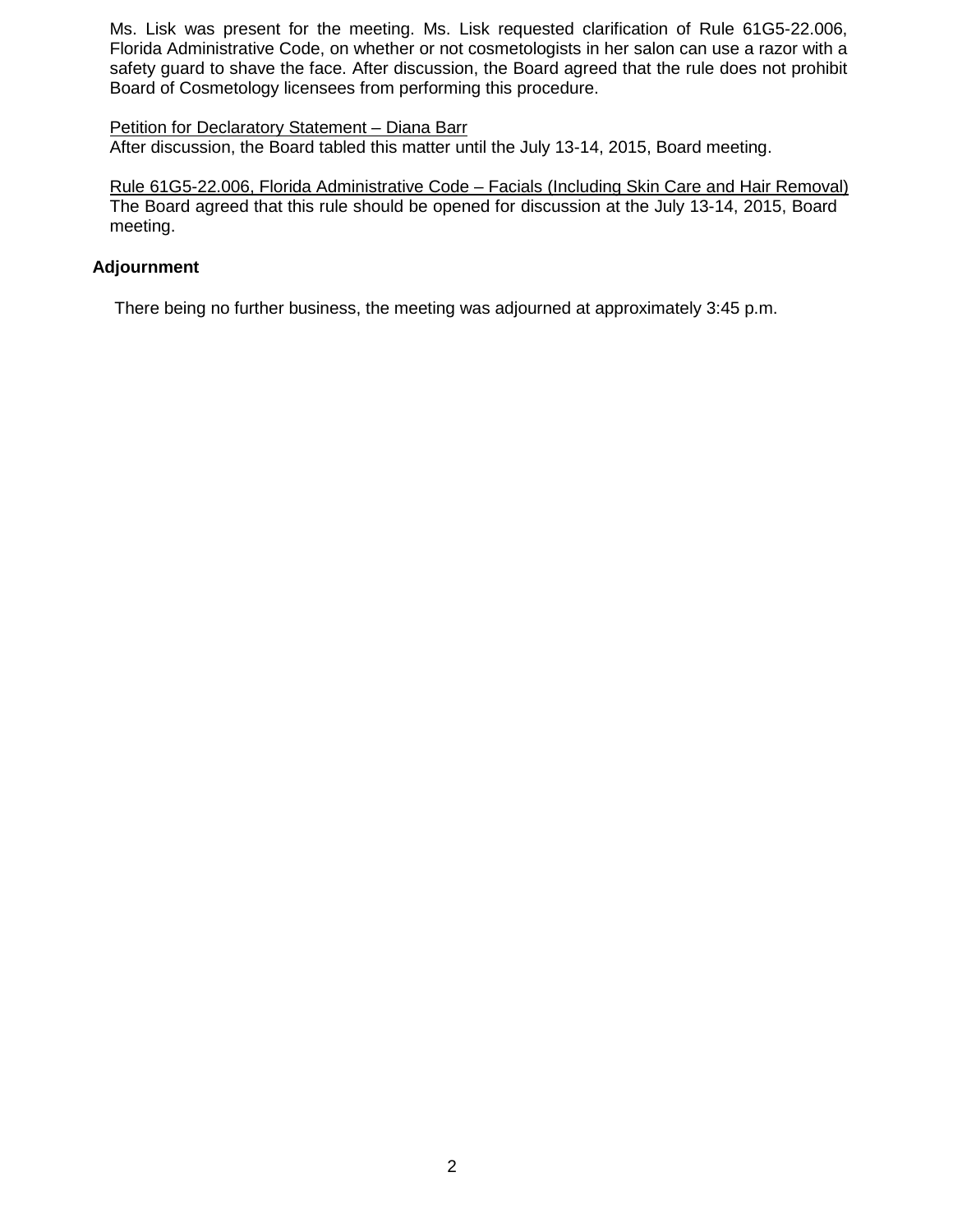Ms. Lisk was present for the meeting. Ms. Lisk requested clarification of Rule 61G5-22.006, Florida Administrative Code, on whether or not cosmetologists in her salon can use a razor with a safety guard to shave the face. After discussion, the Board agreed that the rule does not prohibit Board of Cosmetology licensees from performing this procedure.

<u>Petition for Declaratory Statement – Diana Barr</u>
After discussion, the Board tabled this matter until the July 13-14, 2015, Board meeting.

<u>Rule 61G5-22.006, Florida Administrative Code – Facials (Including Skin Care and Hair Removal)</u>
The Board agreed that this rule should be opened for discussion at the July 13-14, 2015, Board meeting.

**Adjournment**

There being no further business, the meeting was adjourned at approximately 3:45 p.m.